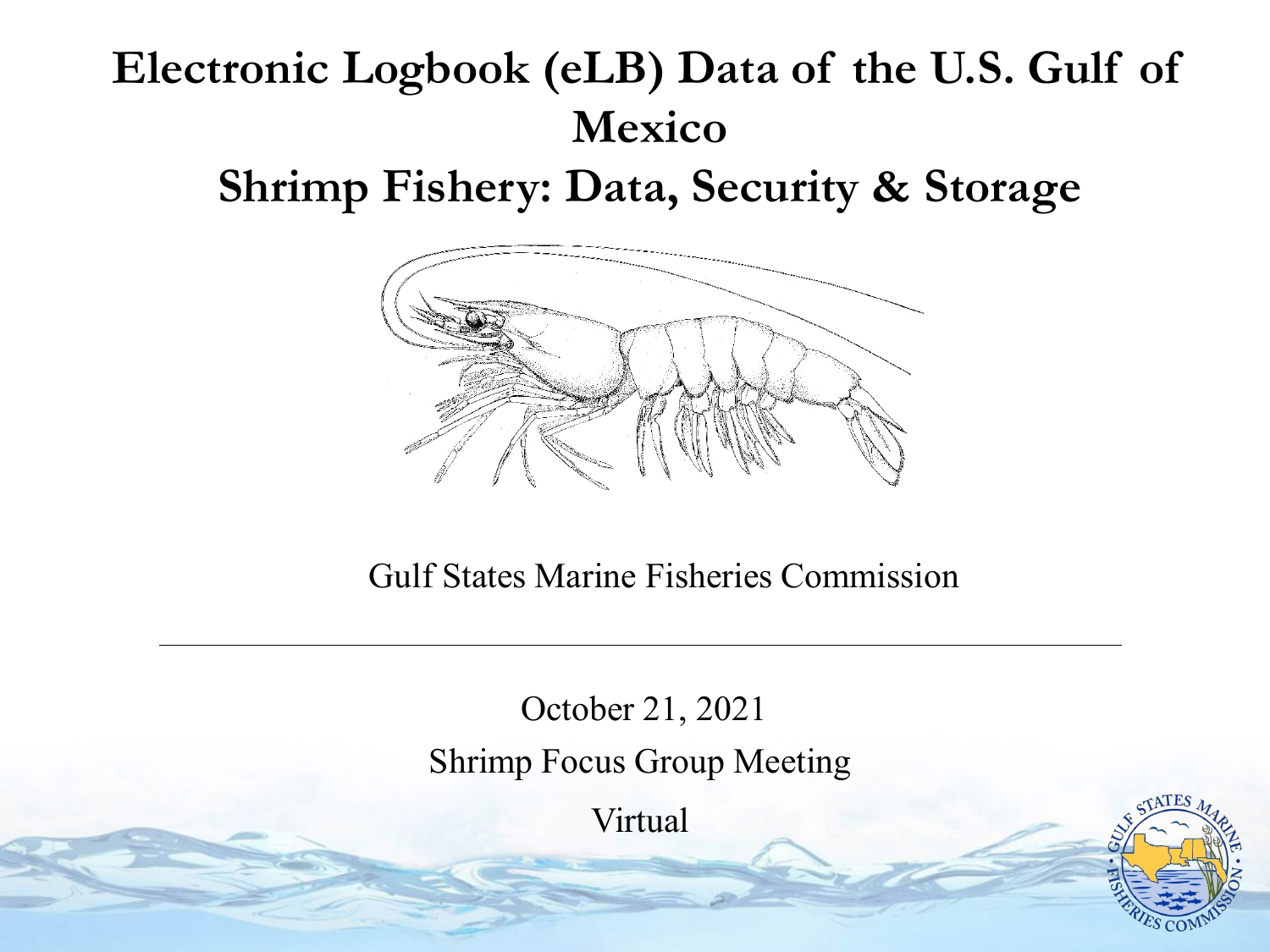# Electronic Logbook (eLB) Data of the U.S. Gulf of Mexico

# Shrimp Fishery: Data, Security & Storage

Gulf States Marine Fisheries Commission

---

October 21, 2021

Shrimp Focus Group Meeting

Virtual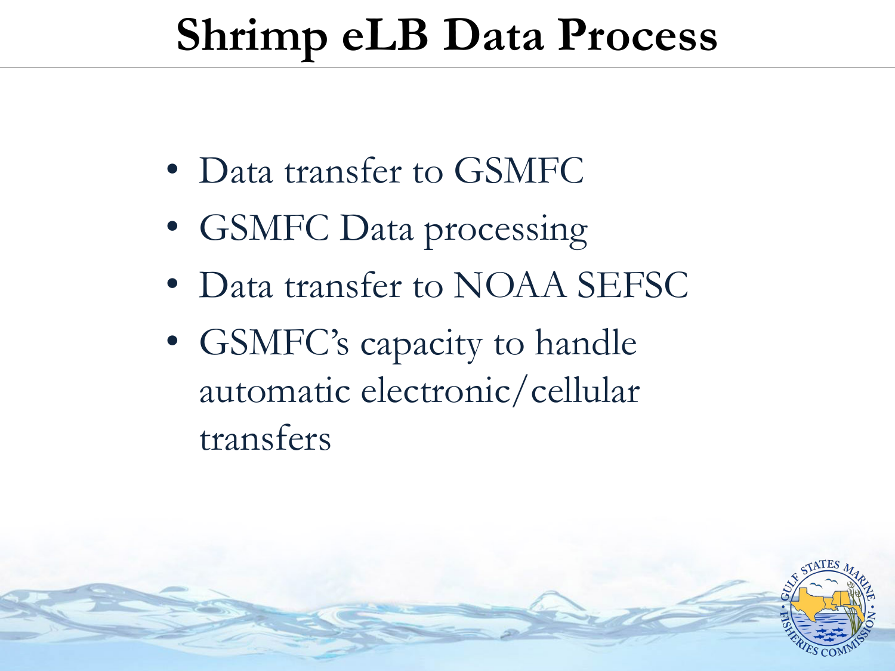# Shrimp eLB Data Process

- Data transfer to GSMFC
- GSMFC Data processing
- Data transfer to NOAA SEFSC
- GSMFC's capacity to handle automatic electronic/cellular transfers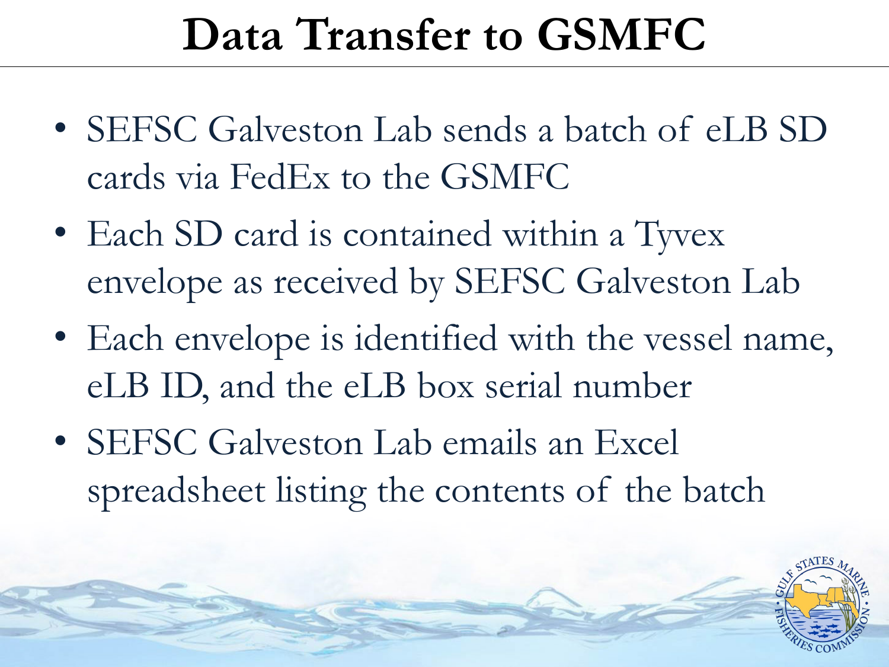# Data Transfer to GSMFC

- SEFSC Galveston Lab sends a batch of eLB SD cards via FedEx to the GSMFC
- Each SD card is contained within a Tyvex envelope as received by SEFSC Galveston Lab
- Each envelope is identified with the vessel name, eLB ID, and the eLB box serial number
- SEFSC Galveston Lab emails an Excel spreadsheet listing the contents of the batch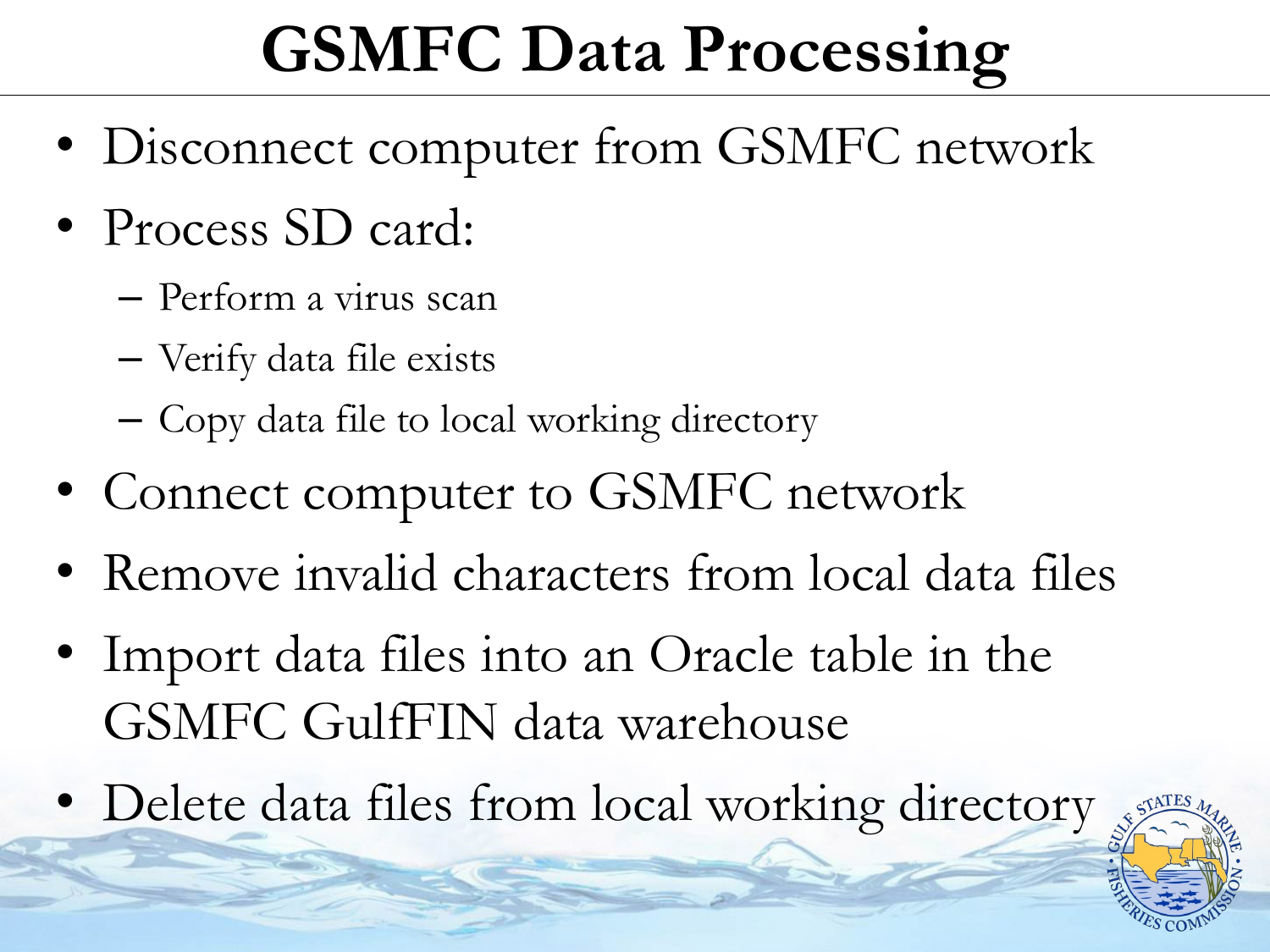# GSMFC Data Processing

- Disconnect computer from GSMFC network
- Process SD card:
  - Perform a virus scan
  - Verify data file exists
  - Copy data file to local working directory
- Connect computer to GSMFC network
- Remove invalid characters from local data files
- Import data files into an Oracle table in the GSMFC GulfFIN data warehouse
- Delete data files from local working directory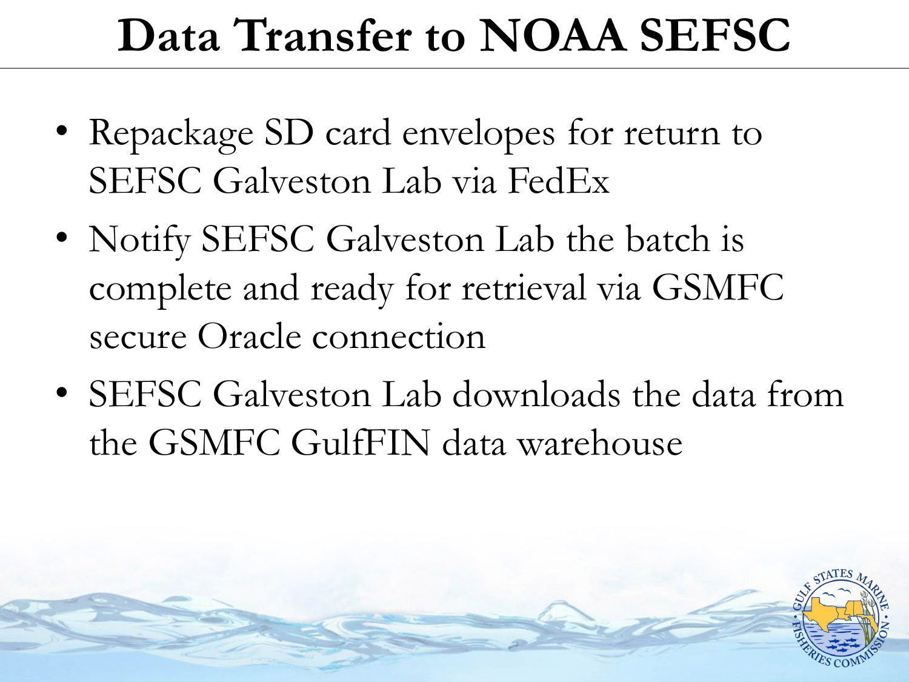# Data Transfer to NOAA SEFSC

- Repackage SD card envelopes for return to SEFSC Galveston Lab via FedEx
- Notify SEFSC Galveston Lab the batch is complete and ready for retrieval via GSMFC secure Oracle connection
- SEFSC Galveston Lab downloads the data from the GSMFC GulfFIN data warehouse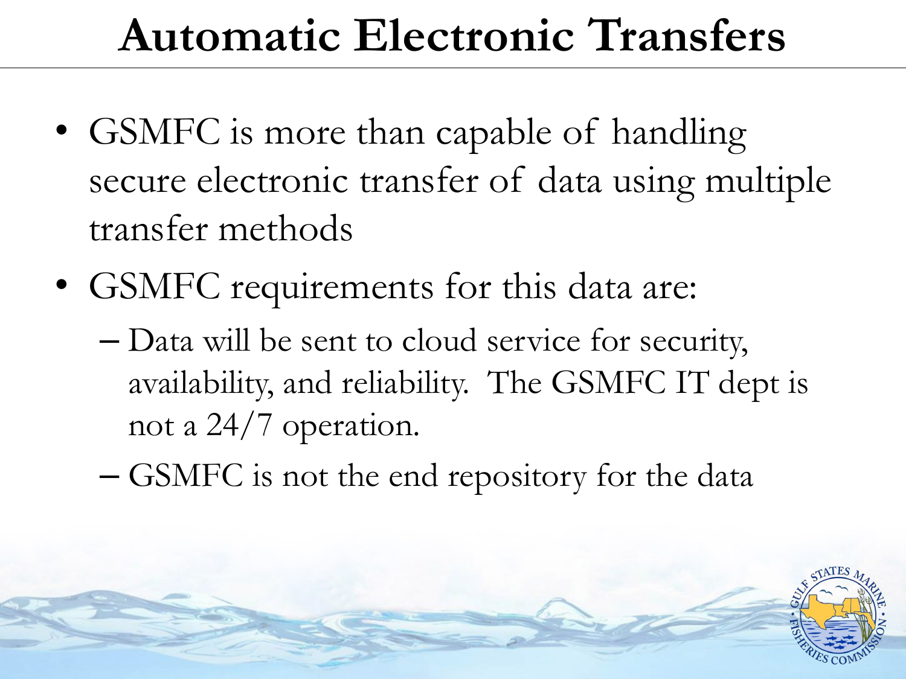# Automatic Electronic Transfers

- GSMFC is more than capable of handling secure electronic transfer of data using multiple transfer methods
- GSMFC requirements for this data are:
  - Data will be sent to cloud service for security, availability, and reliability. The GSMFC IT dept is not a 24/7 operation.
  - GSMFC is not the end repository for the data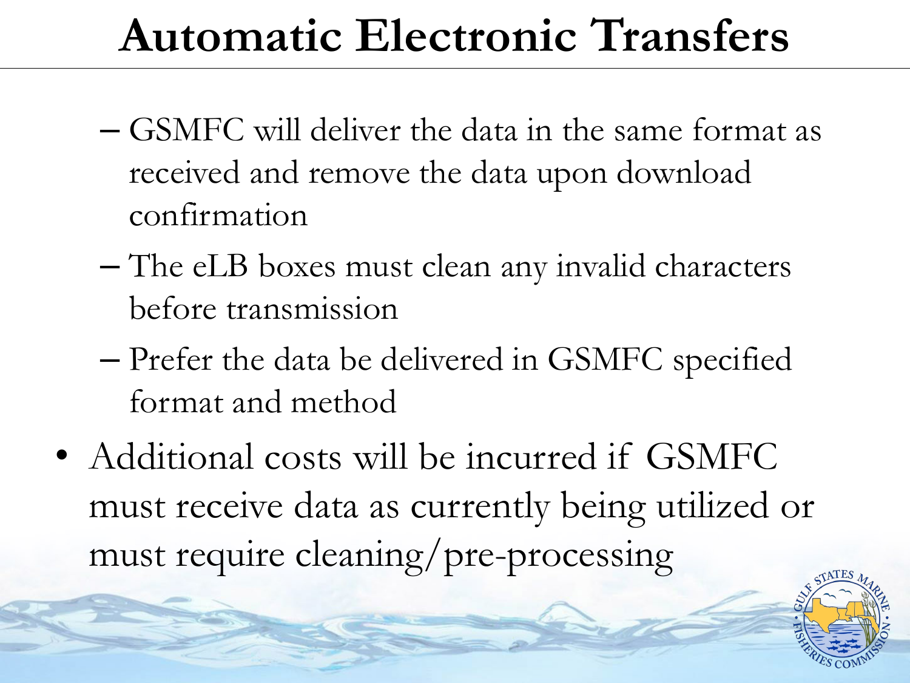# Automatic Electronic Transfers

- GSMFC will deliver the data in the same format as received and remove the data upon download confirmation
- The eLB boxes must clean any invalid characters before transmission
- Prefer the data be delivered in GSMFC specified format and method

- Additional costs will be incurred if GSMFC must receive data as currently being utilized or must require cleaning/pre-processing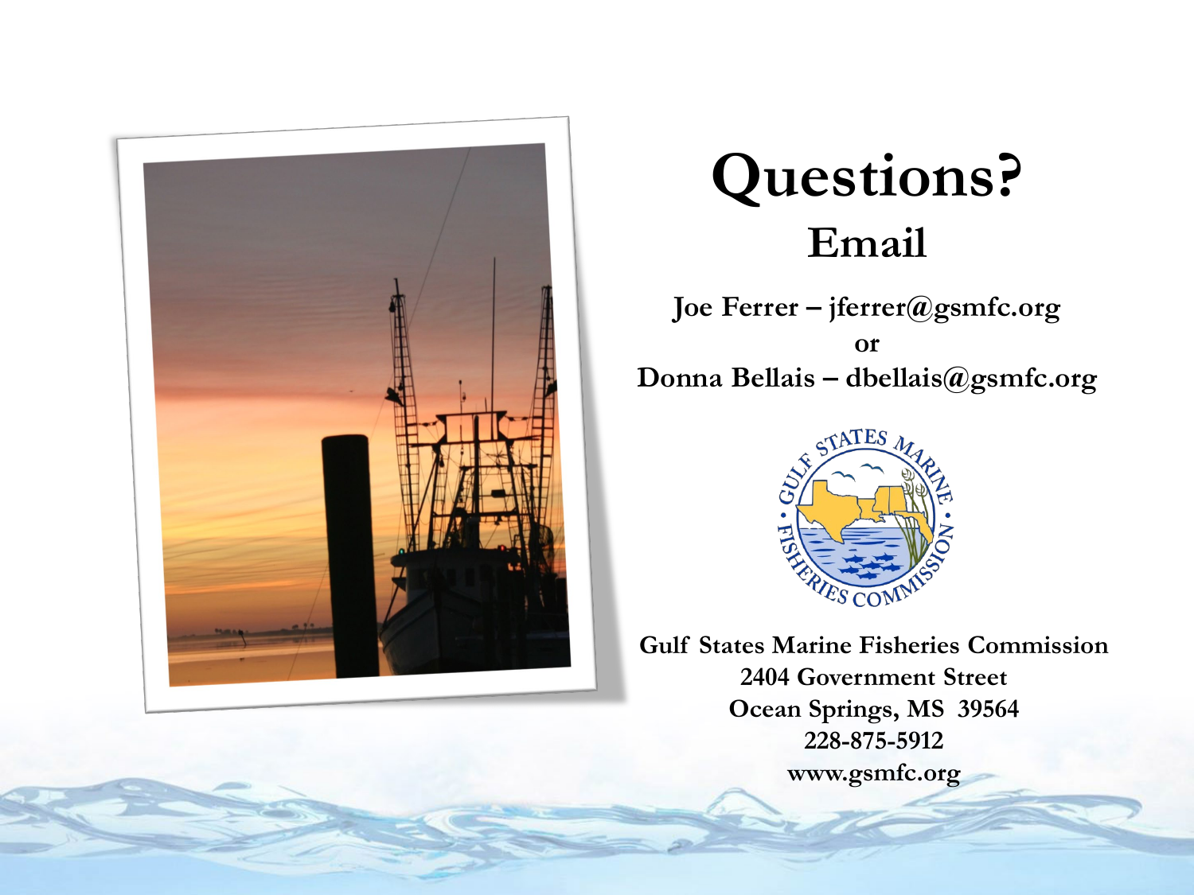# Questions?

## Email

**Joe Ferrer – jferrer@gsmfc.org**

**or**

**Donna Bellais – dbellais@gsmfc.org**

**Gulf States Marine Fisheries Commission**
**2404 Government Street**
**Ocean Springs, MS 39564**
**228-875-5912**
**www.gsmfc.org**